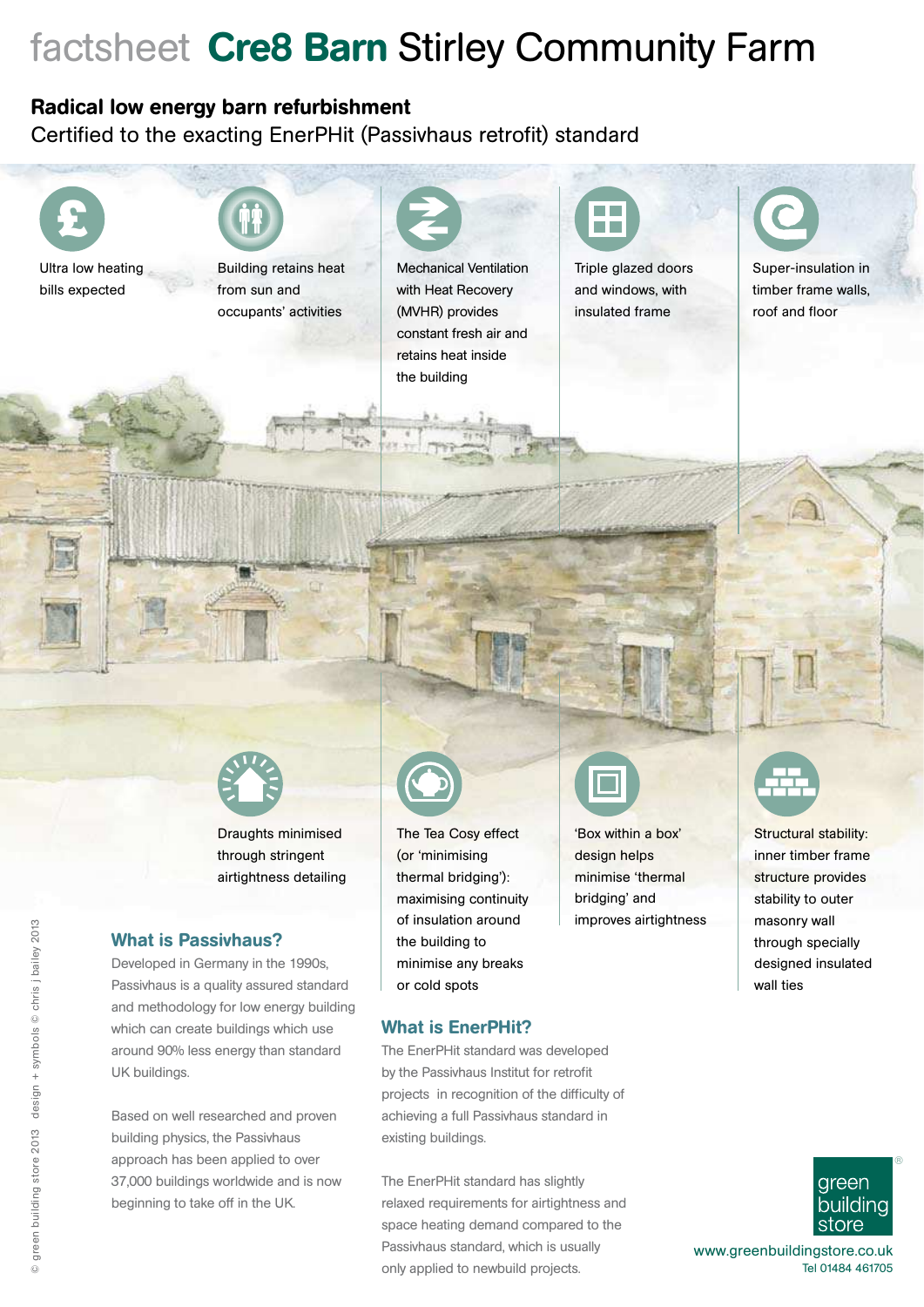# factsheet **Cre8 Barn** Stirley Community Farm

## Radical low energy barn refurbishment

Certified to the exacting EnerPHit (Passivhaus retrofit) standard

- Ultra low heating bills expected
- Building retains heat from sun and occupants' activities
- Mechanical Ventilation with Heat Recovery (MVHR) provides constant fresh air and retains heat inside the building
- Triple glazed doors and windows, with insulated frame
- Super-insulation in timber frame walls, roof and floor
- Draughts minimised through stringent airtightness detailing
- The Tea Cosy effect (or 'minimising thermal bridging'): maximising continuity of insulation around the building to minimise any breaks or cold spots
- 'Box within a box' design helps minimise 'thermal bridging' and improves airtightness
- Structural stability: inner timber frame structure provides stability to outer masonry wall through specially designed insulated wall ties

### What is Passivhaus?

Developed in Germany in the 1990s, Passivhaus is a quality assured standard and methodology for low energy building which can create buildings which use around 90% less energy than standard UK buildings.

Based on well researched and proven building physics, the Passivhaus approach has been applied to over 37,000 buildings worldwide and is now beginning to take off in the UK.

### What is EnerPHit?

The EnerPHit standard was developed by the Passivhaus Institut for retrofit projects in recognition of the difficulty of achieving a full Passivhaus standard in existing buildings.

The EnerPHit standard has slightly relaxed requirements for airtightness and space heating demand compared to the Passivhaus standard, which is usually only applied to newbuild projects.

green building store

www.greenbuildingstore.co.uk
Tel 01484 461705

© green building store 2013 design + symbols © chris j bailey 2013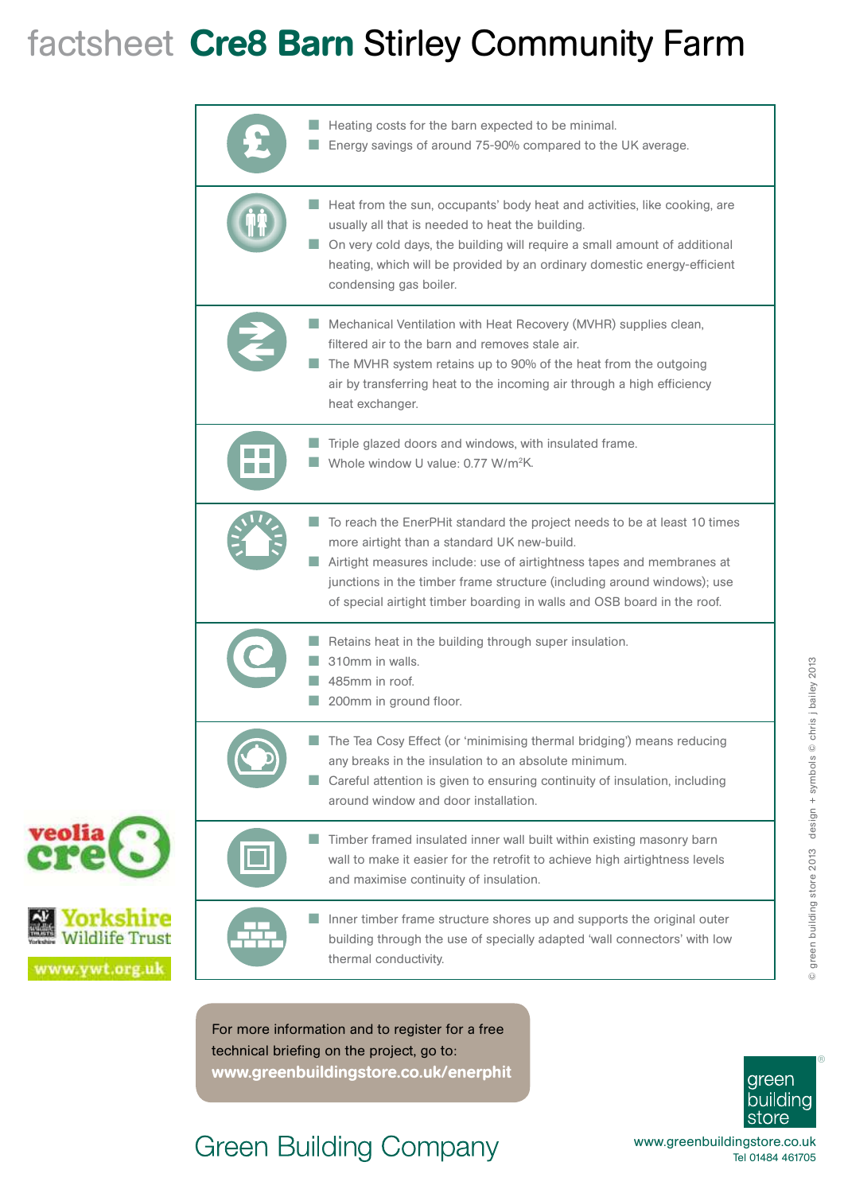# factsheet **Cre8 Barn** Stirley Community Farm

- Heating costs for the barn expected to be minimal.
- Energy savings of around 75-90% compared to the UK average.

---

- Heat from the sun, occupants' body heat and activities, like cooking, are usually all that is needed to heat the building.
- On very cold days, the building will require a small amount of additional heating, which will be provided by an ordinary domestic energy-efficient condensing gas boiler.

---

- Mechanical Ventilation with Heat Recovery (MVHR) supplies clean, filtered air to the barn and removes stale air.
- The MVHR system retains up to 90% of the heat from the outgoing air by transferring heat to the incoming air through a high efficiency heat exchanger.

---

- Triple glazed doors and windows, with insulated frame.
- Whole window U value: 0.77 W/m$^2$K.

---

- To reach the EnerPHit standard the project needs to be at least 10 times more airtight than a standard UK new-build.
- Airtight measures include: use of airtightness tapes and membranes at junctions in the timber frame structure (including around windows); use of special airtight timber boarding in walls and OSB board in the roof.

---

- Retains heat in the building through super insulation.
- 310mm in walls.
- 485mm in roof.
- 200mm in ground floor.

---

- The Tea Cosy Effect (or 'minimising thermal bridging') means reducing any breaks in the insulation to an absolute minimum.
- Careful attention is given to ensuring continuity of insulation, including around window and door installation.

---

- Timber framed insulated inner wall built within existing masonry barn wall to make it easier for the retrofit to achieve high airtightness levels and maximise continuity of insulation.

---

- Inner timber frame structure shores up and supports the original outer building through the use of specially adapted 'wall connectors' with low thermal conductivity.

---

veolia cre8

Yorkshire Wildlife Trust

www.ywt.org.uk

For more information and to register for a free technical briefing on the project, go to:
**www.greenbuildingstore.co.uk/enerphit**

© green building store 2013 design + symbols © chris j bailey 2013

Green Building Company

green building store

www.greenbuildingstore.co.uk
Tel 01484 461705